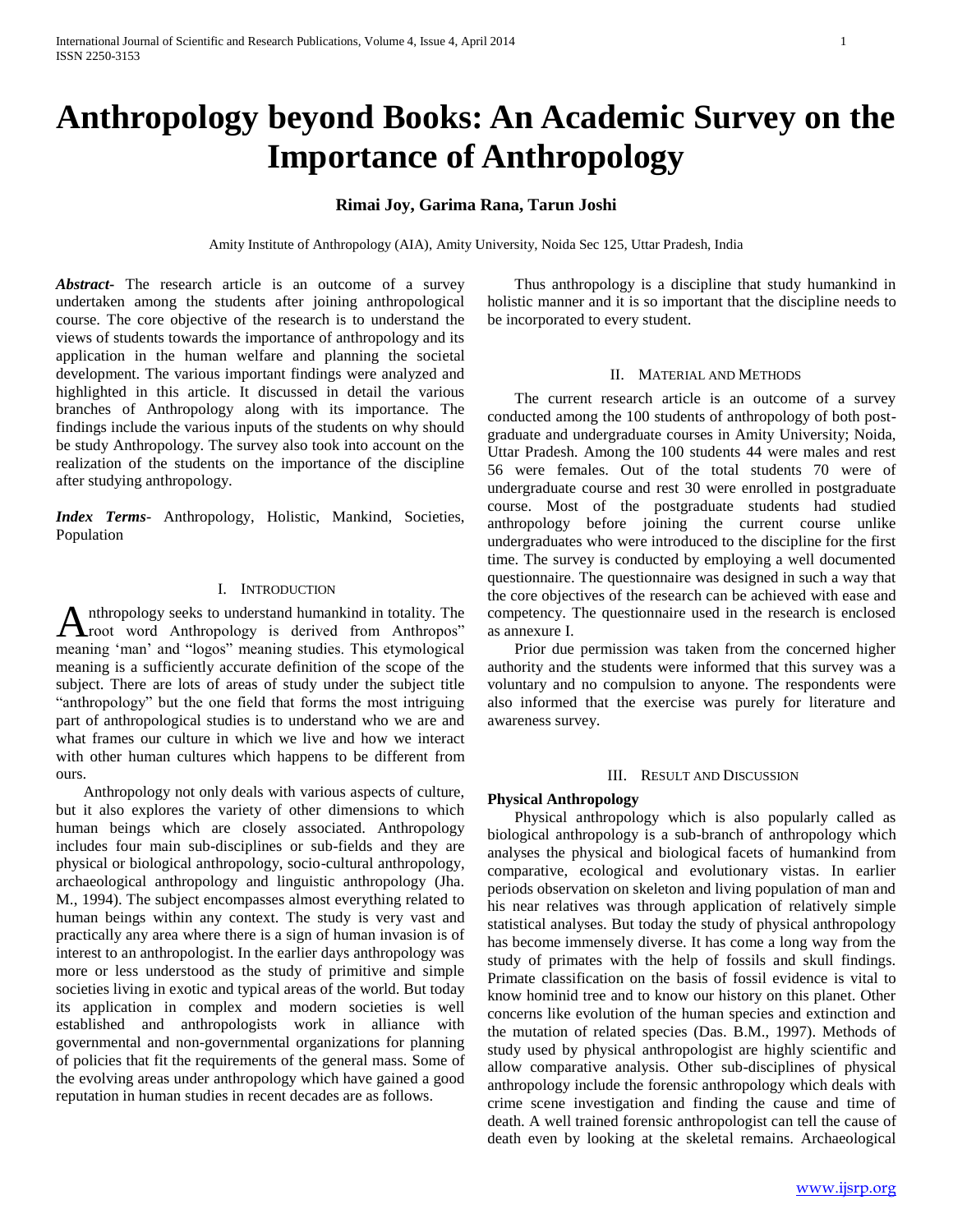# Anthropology beyond Books: An Academic Survey on the Importance of Anthropology

**Rimai Joy, Garima Rana, Tarun Joshi**

Amity Institute of Anthropology (AIA), Amity University, Noida Sec 125, Uttar Pradesh, India

***Abstract***- The research article is an outcome of a survey undertaken among the students after joining anthropological course. The core objective of the research is to understand the views of students towards the importance of anthropology and its application in the human welfare and planning the societal development. The various important findings were analyzed and highlighted in this article. It discussed in detail the various branches of Anthropology along with its importance. The findings include the various inputs of the students on why should be study Anthropology. The survey also took into account on the realization of the students on the importance of the discipline after studying anthropology.

***Index Terms***- Anthropology, Holistic, Mankind, Societies, Population

## I. Introduction

Anthropology seeks to understand humankind in totality. The root word Anthropology is derived from Anthropos" meaning 'man' and "logos" meaning studies. This etymological meaning is a sufficiently accurate definition of the scope of the subject. There are lots of areas of study under the subject title "anthropology" but the one field that forms the most intriguing part of anthropological studies is to understand who we are and what frames our culture in which we live and how we interact with other human cultures which happens to be different from ours.

Anthropology not only deals with various aspects of culture, but it also explores the variety of other dimensions to which human beings which are closely associated. Anthropology includes four main sub-disciplines or sub-fields and they are physical or biological anthropology, socio-cultural anthropology, archaeological anthropology and linguistic anthropology (Jha. M., 1994). The subject encompasses almost everything related to human beings within any context. The study is very vast and practically any area where there is a sign of human invasion is of interest to an anthropologist. In the earlier days anthropology was more or less understood as the study of primitive and simple societies living in exotic and typical areas of the world. But today its application in complex and modern societies is well established and anthropologists work in alliance with governmental and non-governmental organizations for planning of policies that fit the requirements of the general mass. Some of the evolving areas under anthropology which have gained a good reputation in human studies in recent decades are as follows.

Thus anthropology is a discipline that study humankind in holistic manner and it is so important that the discipline needs to be incorporated to every student.

## II. Material and Methods

The current research article is an outcome of a survey conducted among the 100 students of anthropology of both post-graduate and undergraduate courses in Amity University; Noida, Uttar Pradesh. Among the 100 students 44 were males and rest 56 were females. Out of the total students 70 were of undergraduate course and rest 30 were enrolled in postgraduate course. Most of the postgraduate students had studied anthropology before joining the current course unlike undergraduates who were introduced to the discipline for the first time. The survey is conducted by employing a well documented questionnaire. The questionnaire was designed in such a way that the core objectives of the research can be achieved with ease and competency. The questionnaire used in the research is enclosed as annexure I.

Prior due permission was taken from the concerned higher authority and the students were informed that this survey was a voluntary and no compulsion to anyone. The respondents were also informed that the exercise was purely for literature and awareness survey.

## III. Result and Discussion

### Physical Anthropology

Physical anthropology which is also popularly called as biological anthropology is a sub-branch of anthropology which analyses the physical and biological facets of humankind from comparative, ecological and evolutionary vistas. In earlier periods observation on skeleton and living population of man and his near relatives was through application of relatively simple statistical analyses. But today the study of physical anthropology has become immensely diverse. It has come a long way from the study of primates with the help of fossils and skull findings. Primate classification on the basis of fossil evidence is vital to know hominid tree and to know our history on this planet. Other concerns like evolution of the human species and extinction and the mutation of related species (Das. B.M., 1997). Methods of study used by physical anthropologist are highly scientific and allow comparative analysis. Other sub-disciplines of physical anthropology include the forensic anthropology which deals with crime scene investigation and finding the cause and time of death. A well trained forensic anthropologist can tell the cause of death even by looking at the skeletal remains. Archaeological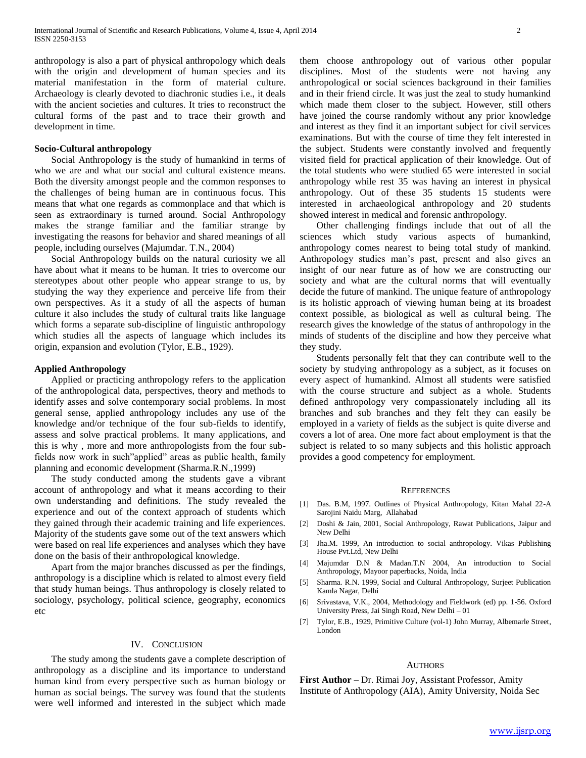anthropology is also a part of physical anthropology which deals with the origin and development of human species and its material manifestation in the form of material culture. Archaeology is clearly devoted to diachronic studies i.e., it deals with the ancient societies and cultures. It tries to reconstruct the cultural forms of the past and to trace their growth and development in time.

### Socio-Cultural anthropology

Social Anthropology is the study of humankind in terms of who we are and what our social and cultural existence means. Both the diversity amongst people and the common responses to the challenges of being human are in continuous focus. This means that what one regards as commonplace and that which is seen as extraordinary is turned around. Social Anthropology makes the strange familiar and the familiar strange by investigating the reasons for behavior and shared meanings of all people, including ourselves (Majumdar. T.N., 2004)

Social Anthropology builds on the natural curiosity we all have about what it means to be human. It tries to overcome our stereotypes about other people who appear strange to us, by studying the way they experience and perceive life from their own perspectives. As it a study of all the aspects of human culture it also includes the study of cultural traits like language which forms a separate sub-discipline of linguistic anthropology which studies all the aspects of language which includes its origin, expansion and evolution (Tylor, E.B., 1929).

### Applied Anthropology

Applied or practicing anthropology refers to the application of the anthropological data, perspectives, theory and methods to identify asses and solve contemporary social problems. In most general sense, applied anthropology includes any use of the knowledge and/or technique of the four sub-fields to identify, assess and solve practical problems. It many applications, and this is why , more and more anthropologists from the four sub-fields now work in such"applied" areas as public health, family planning and economic development (Sharma.R.N.,1999)

The study conducted among the students gave a vibrant account of anthropology and what it means according to their own understanding and definitions. The study revealed the experience and out of the context approach of students which they gained through their academic training and life experiences. Majority of the students gave some out of the text answers which were based on real life experiences and analyses which they have done on the basis of their anthropological knowledge.

Apart from the major branches discussed as per the findings, anthropology is a discipline which is related to almost every field that study human beings. Thus anthropology is closely related to sociology, psychology, political science, geography, economics etc

## IV. Conclusion

The study among the students gave a complete description of anthropology as a discipline and its importance to understand human kind from every perspective such as human biology or human as social beings. The survey was found that the students were well informed and interested in the subject which made them choose anthropology out of various other popular disciplines. Most of the students were not having any anthropological or social sciences background in their families and in their friend circle. It was just the zeal to study humankind which made them closer to the subject. However, still others have joined the course randomly without any prior knowledge and interest as they find it an important subject for civil services examinations. But with the course of time they felt interested in the subject. Students were constantly involved and frequently visited field for practical application of their knowledge. Out of the total students who were studied 65 were interested in social anthropology while rest 35 was having an interest in physical anthropology. Out of these 35 students 15 students were interested in archaeological anthropology and 20 students showed interest in medical and forensic anthropology.

Other challenging findings include that out of all the sciences which study various aspects of humankind, anthropology comes nearest to being total study of mankind. Anthropology studies man's past, present and also gives an insight of our near future as of how we are constructing our society and what are the cultural norms that will eventually decide the future of mankind. The unique feature of anthropology is its holistic approach of viewing human being at its broadest context possible, as biological as well as cultural being. The research gives the knowledge of the status of anthropology in the minds of students of the discipline and how they perceive what they study.

Students personally felt that they can contribute well to the society by studying anthropology as a subject, as it focuses on every aspect of humankind. Almost all students were satisfied with the course structure and subject as a whole. Students defined anthropology very compassionately including all its branches and sub branches and they felt they can easily be employed in a variety of fields as the subject is quite diverse and covers a lot of area. One more fact about employment is that the subject is related to so many subjects and this holistic approach provides a good competency for employment.

## References

[1] Das. B.M, 1997. Outlines of Physical Anthropology, Kitan Mahal 22-A Sarojini Naidu Marg, Allahabad

[2] Doshi & Jain, 2001, Social Anthropology, Rawat Publications, Jaipur and New Delhi

[3] Jha.M. 1999, An introduction to social anthropology. Vikas Publishing House Pvt.Ltd, New Delhi

[4] Majumdar D.N & Madan.T.N 2004, An introduction to Social Anthropology, Mayoor paperbacks, Noida, India

[5] Sharma. R.N. 1999, Social and Cultural Anthropology, Surjeet Publication Kamla Nagar, Delhi

[6] Srivastava, V.K., 2004, Methodology and Fieldwork (ed) pp. 1-56. Oxford University Press, Jai Singh Road, New Delhi – 01

[7] Tylor, E.B., 1929, Primitive Culture (vol-1) John Murray, Albemarle Street, London

## Authors

**First Author** – Dr. Rimai Joy, Assistant Professor, Amity Institute of Anthropology (AIA), Amity University, Noida Sec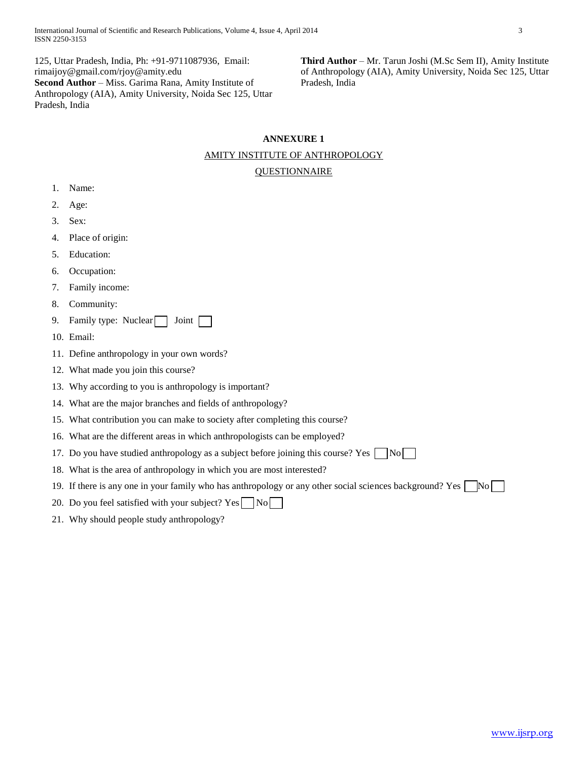125, Uttar Pradesh, India, Ph: +91-9711087936, Email: rimaijoy@gmail.com/rjoy@amity.edu

**Second Author** – Miss. Garima Rana, Amity Institute of Anthropology (AIA), Amity University, Noida Sec 125, Uttar Pradesh, India

**Third Author** – Mr. Tarun Joshi (M.Sc Sem II), Amity Institute of Anthropology (AIA), Amity University, Noida Sec 125, Uttar Pradesh, India

## ANNEXURE 1

AMITY INSTITUTE OF ANTHROPOLOGY

QUESTIONNAIRE

1. Name:
2. Age:
3. Sex:
4. Place of origin:
5. Education:
6. Occupation:
7. Family income:
8. Community:
9. Family type: Nuclear ☐ Joint ☐
10. Email:
11. Define anthropology in your own words?
12. What made you join this course?
13. Why according to you is anthropology is important?
14. What are the major branches and fields of anthropology?
15. What contribution you can make to society after completing this course?
16. What are the different areas in which anthropologists can be employed?
17. Do you have studied anthropology as a subject before joining this course? Yes ☐ No ☐
18. What is the area of anthropology in which you are most interested?
19. If there is any one in your family who has anthropology or any other social sciences background? Yes ☐ No ☐
20. Do you feel satisfied with your subject? Yes ☐ No ☐
21. Why should people study anthropology?